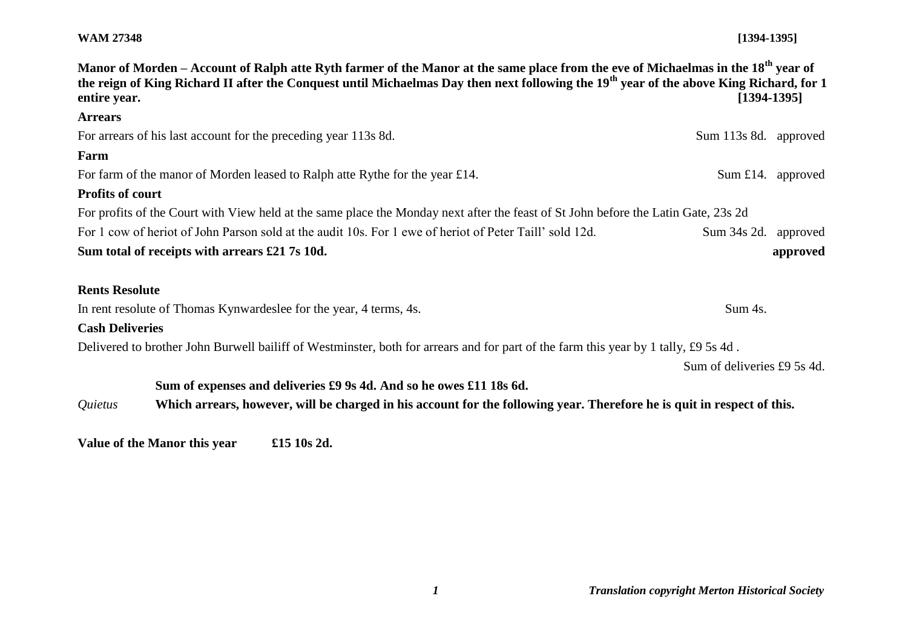**WAM 27348** **[1394-1395]**

**Manor of Morden – Account of Ralph atte Ryth farmer of the Manor at the same place from the eve of Michaelmas in the 18th year of the reign of King Richard II after the Conquest until Michaelmas Day then next following the 19th year of the above King Richard, for 1 entire year.** **[1394-1395]**

**Arrears**

For arrears of his last account for the preceding year 113s 8d. Sum 113s 8d. approved

**Farm**

For farm of the manor of Morden leased to Ralph atte Rythe for the year £14. Sum £14. approved

**Profits of court**

For profits of the Court with View held at the same place the Monday next after the feast of St John before the Latin Gate, 23s 2d

For 1 cow of heriot of John Parson sold at the audit 10s. For 1 ewe of heriot of Peter Taill' sold 12d. Sum 34s 2d. approved

**Sum total of receipts with arrears £21 7s 10d.** **approved**

**Rents Resolute**

In rent resolute of Thomas Kynwardeslee for the year, 4 terms, 4s. Sum 4s.

**Cash Deliveries**

Delivered to brother John Burwell bailiff of Westminster, both for arrears and for part of the farm this year by 1 tally, £9 5s 4d .

Sum of deliveries £9 5s 4d.

**Sum of expenses and deliveries £9 9s 4d. And so he owes £11 18s 6d.**

*Quietus* **Which arrears, however, will be charged in his account for the following year. Therefore he is quit in respect of this.**

**Value of the Manor this year** **£15 10s 2d.**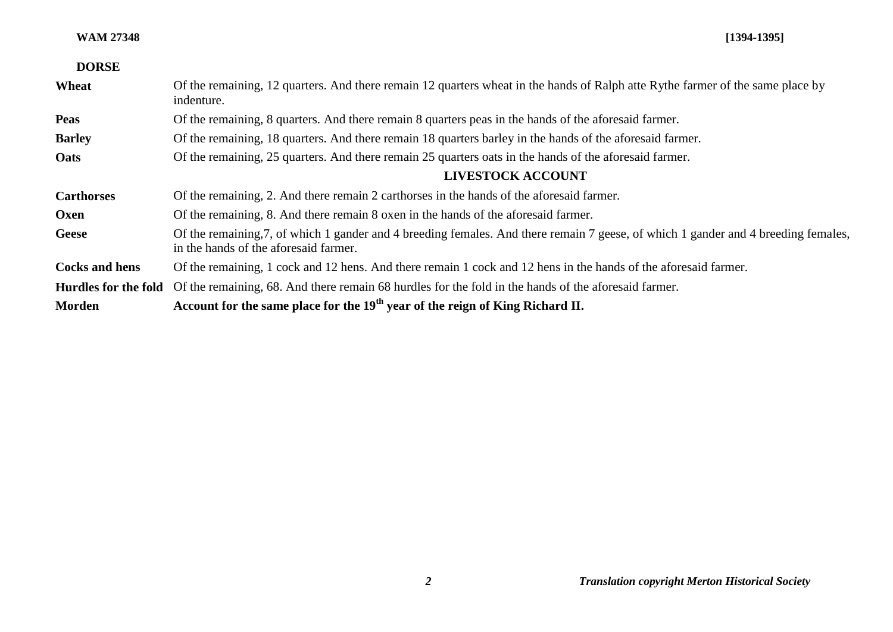**DORSE**

| | |
|---|---|
| **Wheat** | Of the remaining, 12 quarters. And there remain 12 quarters wheat in the hands of Ralph atte Rythe farmer of the same place by indenture. |
| **Peas** | Of the remaining, 8 quarters. And there remain 8 quarters peas in the hands of the aforesaid farmer. |
| **Barley** | Of the remaining, 18 quarters. And there remain 18 quarters barley in the hands of the aforesaid farmer. |
| **Oats** | Of the remaining, 25 quarters. And there remain 25 quarters oats in the hands of the aforesaid farmer. |
| | **LIVESTOCK ACCOUNT** |
| **Carthorses** | Of the remaining, 2. And there remain 2 carthorses in the hands of the aforesaid farmer. |
| **Oxen** | Of the remaining, 8. And there remain 8 oxen in the hands of the aforesaid farmer. |
| **Geese** | Of the remaining,7, of which 1 gander and 4 breeding females. And there remain 7 geese, of which 1 gander and 4 breeding females, in the hands of the aforesaid farmer. |
| **Cocks and hens** | Of the remaining, 1 cock and 12 hens. And there remain 1 cock and 12 hens in the hands of the aforesaid farmer. |
| **Hurdles for the fold** | Of the remaining, 68. And there remain 68 hurdles for the fold in the hands of the aforesaid farmer. |
| **Morden** | **Account for the same place for the 19th year of the reign of King Richard II.** |

*Translation copyright Merton Historical Society*